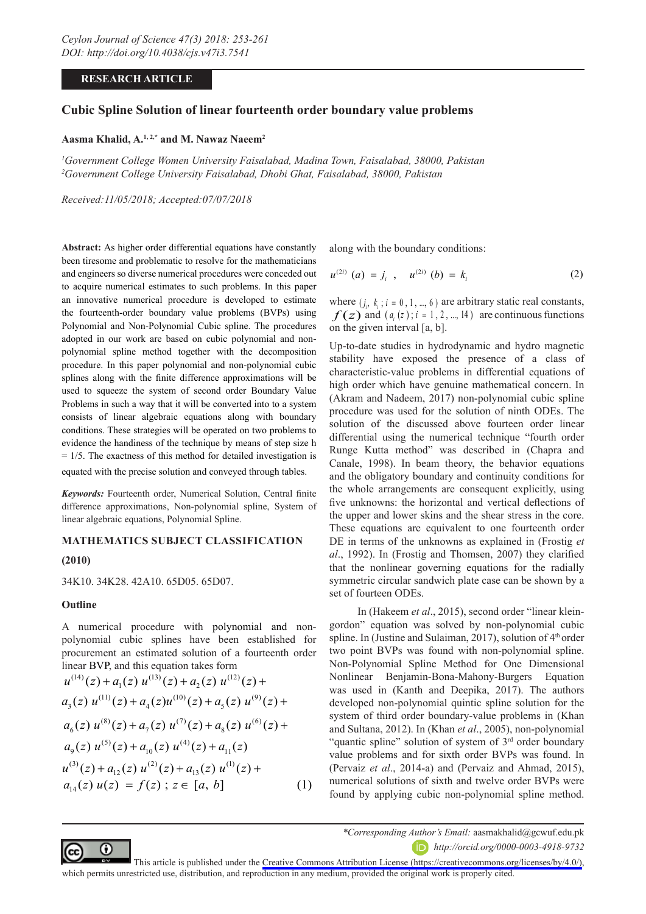RESEARCH ARTICLE

# Cubic Spline Solution of linear fourteenth order boundary value problems

**Aasma Khalid, A.[1, 2,*] and M. Nawaz Naeem[2]**

*[1]Government College Women University Faisalabad, Madina Town, Faisalabad, 38000, Pakistan*
*[2]Government College University Faisalabad, Dhobi Ghat, Faisalabad, 38000, Pakistan*

*Received:11/05/2018; Accepted:07/07/2018*

**Abstract:** As higher order differential equations have constantly been tiresome and problematic to resolve for the mathematicians and engineers so diverse numerical procedures were conceded out to acquire numerical estimates to such problems. In this paper an innovative numerical procedure is developed to estimate the fourteenth-order boundary value problems (BVPs) using Polynomial and Non-Polynomial Cubic spline. The procedures adopted in our work are based on cubic polynomial and non-polynomial spline method together with the decomposition procedure. In this paper polynomial and non-polynomial cubic splines along with the finite difference approximations will be used to squeeze the system of second order Boundary Value Problems in such a way that it will be converted into to a system consists of linear algebraic equations along with boundary conditions. These strategies will be operated on two problems to evidence the handiness of the technique by means of step size h = 1/5. The exactness of this method for detailed investigation is equated with the precise solution and conveyed through tables.

***Keywords:*** Fourteenth order, Numerical Solution, Central finite difference approximations, Non-polynomial spline, System of linear algebraic equations, Polynomial Spline.

## MATHEMATICS SUBJECT CLASSIFICATION

**(2010)**

34K10. 34K28. 42A10. 65D05. 65D07.

## Outline

A numerical procedure with polynomial and non-polynomial cubic splines have been established for procurement an estimated solution of a fourteenth order linear BVP, and this equation takes form

$$u^{(14)}(z)+a_1(z)\,u^{(13)}(z)+a_2(z)\,u^{(12)}(z)+a_3(z)\,u^{(11)}(z)+a_4(z)u^{(10)}(z)+a_5(z)\,u^{(9)}(z)+a_6(z)\,u^{(8)}(z)+a_7(z)\,u^{(7)}(z)+a_8(z)\,u^{(6)}(z)+a_9(z)\,u^{(5)}(z)+a_{10}(z)\,u^{(4)}(z)+a_{11}(z)\,u^{(3)}(z)+a_{12}(z)\,u^{(2)}(z)+a_{13}(z)\,u^{(1)}(z)+a_{14}(z)\,u(z)\;=\;f(z)\;;\;z\in[a,\,b] \tag{1}$$

along with the boundary conditions:

$$u^{(2i)}\,(a)\;=\;j_i\;\;,\quad u^{(2i)}\,(b)\;=\;k_i \tag{2}$$

where $(j_i,\,k_i\,;\,i=0,1,\ldots,6)$ are arbitrary static real constants, $f(z)$ and $(a_i(z)\,;\,i=1,2,\ldots,14)$ are continuous functions on the given interval [a, b].

Up-to-date studies in hydrodynamic and hydro magnetic stability have exposed the presence of a class of characteristic-value problems in differential equations of high order which have genuine mathematical concern. In (Akram and Nadeem, 2017) non-polynomial cubic spline procedure was used for the solution of ninth ODEs. The solution of the discussed above fourteen order linear differential using the numerical technique "fourth order Runge Kutta method" was described in (Chapra and Canale, 1998). In beam theory, the behavior equations and the obligatory boundary and continuity conditions for the whole arrangements are consequent explicitly, using five unknowns: the horizontal and vertical deflections of the upper and lower skins and the shear stress in the core. These equations are equivalent to one fourteenth order DE in terms of the unknowns as explained in (Frostig *et al*., 1992). In (Frostig and Thomsen, 2007) they clarified that the nonlinear governing equations for the radially symmetric circular sandwich plate case can be shown by a set of fourteen ODEs.

In (Hakeem *et al*., 2015), second order "linear klein-gordon" equation was solved by non-polynomial cubic spline. In (Justine and Sulaiman, 2017), solution of 4th order two point BVPs was found with non-polynomial spline. Non-Polynomial Spline Method for One Dimensional Nonlinear Benjamin-Bona-Mahony-Burgers Equation was used in (Kanth and Deepika, 2017). The authors developed non-polynomial quintic spline solution for the system of third order boundary-value problems in (Khan and Sultana, 2012). In (Khan *et al*., 2005), non-polynomial "quantic spline" solution of system of 3rd order boundary value problems and for sixth order BVPs was found. In (Pervaiz *et al*., 2014-a) and (Pervaiz and Ahmad, 2015), numerical solutions of sixth and twelve order BVPs were found by applying cubic non-polynomial spline method.

*\*Corresponding Author's Email:* aasmakhalid@gcwuf.edu.pk
http://orcid.org/0000-0003-4918-9732

This article is published under the Creative Commons Attribution License (https://creativecommons.org/licenses/by/4.0/), which permits unrestricted use, distribution, and reproduction in any medium, provided the original work is properly cited.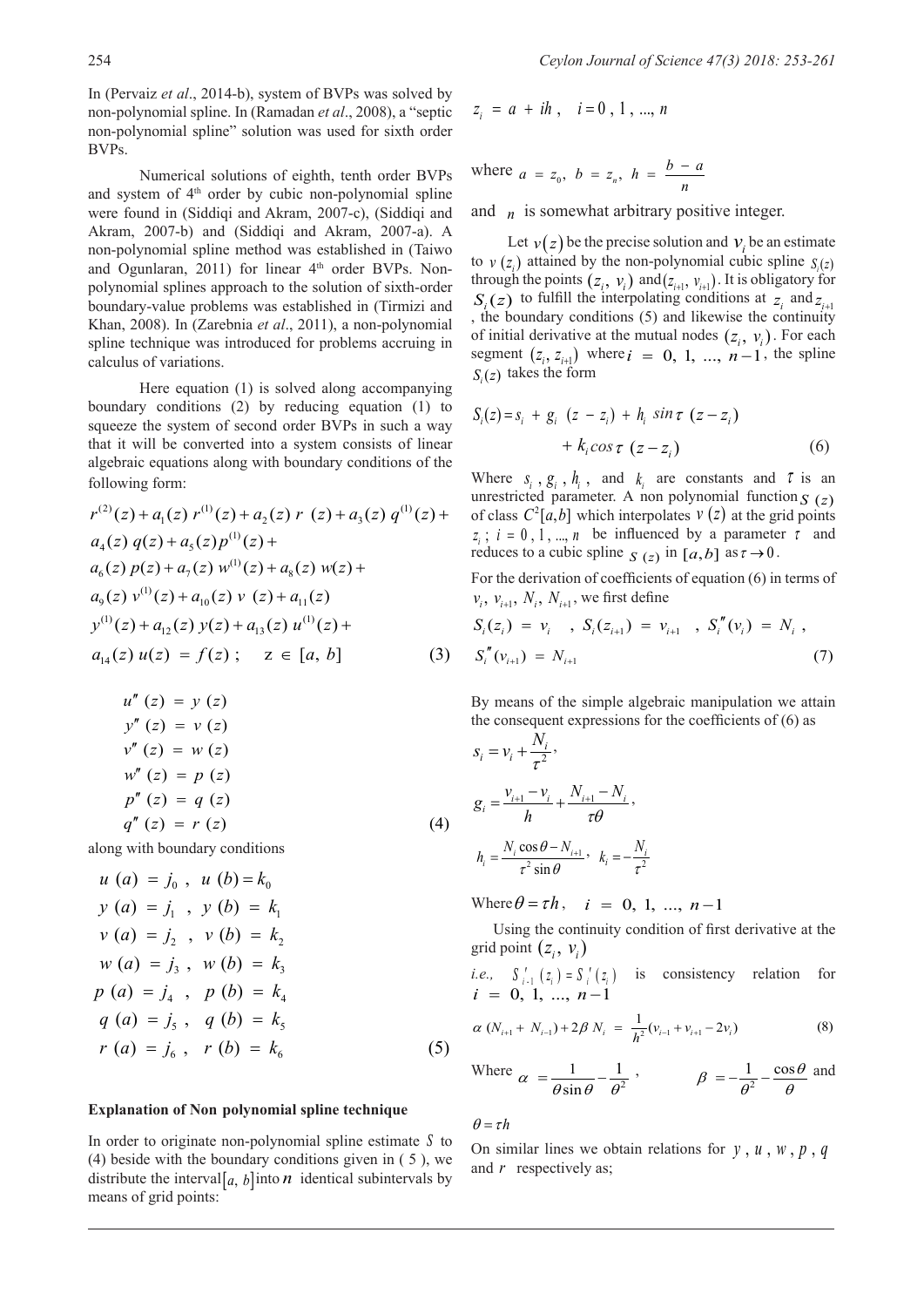In (Pervaiz *et al*., 2014-b), system of BVPs was solved by non-polynomial spline. In (Ramadan *et al*., 2008), a "septic non-polynomial spline" solution was used for sixth order BVPs.

Numerical solutions of eighth, tenth order BVPs and system of 4[th] order by cubic non-polynomial spline were found in (Siddiqi and Akram, 2007-c), (Siddiqi and Akram, 2007-b) and (Siddiqi and Akram, 2007-a). A non-polynomial spline method was established in (Taiwo and Ogunlaran, 2011) for linear 4[th] order BVPs. Non-polynomial splines approach to the solution of sixth-order boundary-value problems was established in (Tirmizi and Khan, 2008). In (Zarebnia *et al*., 2011), a non-polynomial spline technique was introduced for problems accruing in calculus of variations.

Here equation (1) is solved along accompanying boundary conditions (2) by reducing equation (1) to squeeze the system of second order BVPs in such a way that it will be converted into a system consists of linear algebraic equations along with boundary conditions of the following form:

$$
\begin{aligned}
& r^{(2)}(z) + a_1(z)\, r^{(1)}(z) + a_2(z)\, r\,(z) + a_3(z)\, q^{(1)}(z) + \\
& a_4(z)\, q(z) + a_5(z) p^{(1)}(z) + \\
& a_6(z)\, p(z) + a_7(z)\, w^{(1)}(z) + a_8(z)\, w(z) + \\
& a_9(z)\, v^{(1)}(z) + a_{10}(z)\, v\,(z) + a_{11}(z) \\
& y^{(1)}(z) + a_{12}(z)\, y(z) + a_{13}(z)\, u^{(1)}(z) + \\
& a_{14}(z)\, u(z) = f(z)\,; \quad z \in [a,\, b] \qquad (3)
\end{aligned}
$$

$$
\begin{aligned}
u''(z) &= y(z) \\
y''(z) &= v(z) \\
v''(z) &= w(z) \\
w''(z) &= p(z) \\
p''(z) &= q(z) \\
q''(z) &= r(z) \qquad (4)
\end{aligned}
$$

along with boundary conditions

$$
\begin{aligned}
u(a) &= j_0\,, \quad u(b) = k_0 \\
y(a) &= j_1\,, \quad y(b) = k_1 \\
v(a) &= j_2\,, \quad v(b) = k_2 \\
w(a) &= j_3\,, \quad w(b) = k_3 \\
p(a) &= j_4\,, \quad p(b) = k_4 \\
q(a) &= j_5\,, \quad q(b) = k_5 \\
r(a) &= j_6\,, \quad r(b) = k_6 \qquad (5)
\end{aligned}
$$

### Explanation of Non polynomial spline technique

In order to originate non-polynomial spline estimate $S$ to (4) beside with the boundary conditions given in ( 5 ), we distribute the interval $[a,\, b]$ into $n$ identical subintervals by means of grid points:

$$z_i = a + ih\,, \quad i = 0\,,\, 1\,,\, ...,\, n$$

where $a = z_0,\ b = z_n,\ h = \dfrac{b-a}{n}$

and $n$ is somewhat arbitrary positive integer.

Let $v(z)$ be the precise solution and $v_i$ be an estimate to $v(z_i)$ attained by the non-polynomial cubic spline $S_i(z)$ through the points $(z_i,\, v_i)$ and $(z_{i+1},\, v_{i+1})$. It is obligatory for $S_i(z)$ to fulfill the interpolating conditions at $z_i$ and $z_{i+1}$, the boundary conditions (5) and likewise the continuity of initial derivative at the mutual nodes $(z_i,\, v_i)$. For each segment $(z_i,\, z_{i+1})$ where $i = 0,\, 1,\, ...,\, n-1$, the spline $S_i(z)$ takes the form

$$
\begin{aligned}
S_i(z) = s_i + g_i\,(z - z_i) + h_i \sin\tau\,(z - z_i) \\
+ k_i \cos\tau\,(z - z_i) \qquad (6)
\end{aligned}
$$

Where $s_i$, $g_i$, $h_i$, and $k_i$ are constants and $\tau$ is an unrestricted parameter. A non polynomial function $S(z)$ of class $C^2[a,b]$ which interpolates $v(z)$ at the grid points $z_i\,;\ i = 0\,,1\,,...,\,n$ be influenced by a parameter $\tau$ and reduces to a cubic spline $S(z)$ in $[a,b]$ as $\tau \to 0$.

For the derivation of coefficients of equation (6) in terms of $v_i,\, v_{i+1},\, N_i,\, N_{i+1}$, we first define

$$
S_i(z_i) = v_i\ ,\ S_i(z_{i+1}) = v_{i+1}\ ,\ S_i''(v_i) = N_i\ , \\
S_i''(v_{i+1}) = N_{i+1} \qquad (7)
$$

By means of the simple algebraic manipulation we attain the consequent expressions for the coefficients of (6) as

$$s_i = v_i + \frac{N_i}{\tau^2},$$

$$g_i = \frac{v_{i+1} - v_i}{h} + \frac{N_{i+1} - N_i}{\tau\theta},$$

$$h_i = \frac{N_i \cos\theta - N_{i+1}}{\tau^2 \sin\theta},\quad k_i = -\frac{N_i}{\tau^2}$$

Where $\theta = \tau h$, $\quad i = 0,\, 1,\, ...,\, n-1$

Using the continuity condition of first derivative at the grid point $(z_i,\, v_i)$

*i.e.,* $S'_{i-1}(z_i) = S'_i(z_i)$ is consistency relation for $i = 0,\, 1,\, ...,\, n-1$

$$\alpha\,(N_{i+1} + N_{i-1}) + 2\beta\, N_i = \frac{1}{h^2}(v_{i-1} + v_{i+1} - 2v_i) \qquad (8)$$

Where $\alpha = \dfrac{1}{\theta\sin\theta} - \dfrac{1}{\theta^2}$, $\qquad \beta = -\dfrac{1}{\theta^2} - \dfrac{\cos\theta}{\theta}$ and

$\theta = \tau h$

On similar lines we obtain relations for $y$, $u$, $w$, $p$, $q$ and $r$ respectively as;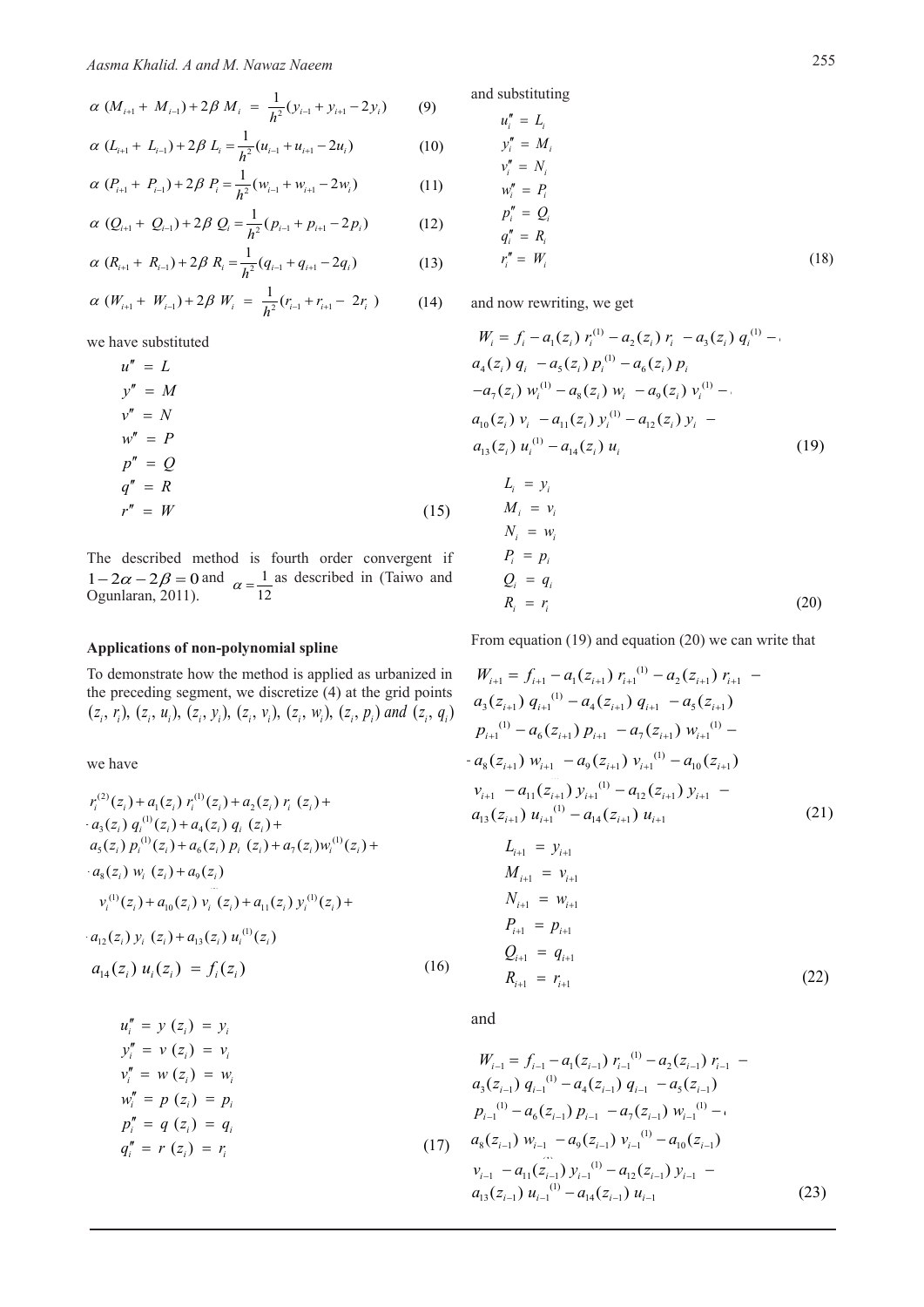$$\alpha\,(M_{i+1}+M_{i-1})+2\beta\,M_i = \frac{1}{h^2}(y_{i-1}+y_{i+1}-2y_i) \qquad (9)$$

$$\alpha\,(L_{i+1}+L_{i-1})+2\beta\,L_i = \frac{1}{h^2}(u_{i-1}+u_{i+1}-2u_i) \qquad (10)$$

$$\alpha\,(P_{i+1}+P_{i-1})+2\beta\,P_i = \frac{1}{h^2}(w_{i-1}+w_{i+1}-2w_i) \qquad (11)$$

$$\alpha\,(Q_{i+1}+Q_{i-1})+2\beta\,Q_i = \frac{1}{h^2}(p_{i-1}+p_{i+1}-2p_i) \qquad (12)$$

$$\alpha\,(R_{i+1}+R_{i-1})+2\beta\,R_i = \frac{1}{h^2}(q_{i-1}+q_{i+1}-2q_i) \qquad (13)$$

$$\alpha\,(W_{i+1}+W_{i-1})+2\beta\,W_i = \frac{1}{h^2}(r_{i-1}+r_{i+1}-2r_i) \qquad (14)$$

we have substituted

$$\begin{aligned} u'' &= L \\ y'' &= M \\ v'' &= N \\ w'' &= P \\ p'' &= Q \\ q'' &= R \\ r'' &= W \end{aligned} \qquad (15)$$

The described method is fourth order convergent if $1-2\alpha-2\beta=0$ and $\alpha=\frac{1}{12}$ as described in (Taiwo and Ogunlaran, 2011).

**Applications of non-polynomial spline**

To demonstrate how the method is applied as urbanized in the preceding segment, we discretize (4) at the grid points $(z_i, r_i)$, $(z_i, u_i)$, $(z_i, y_i)$, $(z_i, v_i)$, $(z_i, w_i)$, $(z_i, p_i)$ *and* $(z_i, q_i)$

we have

$$\begin{aligned} & r_i^{(2)}(z_i)+a_1(z_i)\,r_i^{(1)}(z_i)+a_2(z_i)\,r_i\,(z_i)+ \\ & a_3(z_i)\,q_i^{(1)}(z_i)+a_4(z_i)\,q_i\,(z_i)+ \\ & a_5(z_i)\,p_i^{(1)}(z_i)+a_6(z_i)\,p_i\,(z_i)+a_7(z_i)w_i^{(1)}(z_i)+ \\ & a_8(z_i)\,w_i\,(z_i)+a_9(z_i) \\ & v_i^{(1)}(z_i)+a_{10}(z_i)\,v_i\,(z_i)+a_{11}(z_i)\,y_i^{(1)}(z_i)+ \\ & a_{12}(z_i)\,y_i\,(z_i)+a_{13}(z_i)\,u_i^{(1)}(z_i) \\ & a_{14}(z_i)\,u_i(z_i) = f_i(z_i) \end{aligned} \qquad (16)$$

$$\begin{aligned} u_i'' &= y\,(z_i) = y_i \\ y_i'' &= v\,(z_i) = v_i \\ v_i'' &= w\,(z_i) = w_i \\ w_i'' &= p\,(z_i) = p_i \\ p_i'' &= q\,(z_i) = q_i \\ q_i'' &= r\,(z_i) = r_i \end{aligned} \qquad (17)$$

and substituting

$$\begin{aligned} u_i'' &= L_i \\ y_i'' &= M_i \\ v_i'' &= N_i \\ w_i'' &= P_i \\ p_i'' &= Q_i \\ q_i'' &= R_i \\ r_i'' &= W_i \end{aligned} \qquad (18)$$

and now rewriting, we get

$$\begin{aligned} W_i = {} & f_i - a_1(z_i)\,r_i^{(1)} - a_2(z_i)\,r_i - a_3(z_i)\,q_i^{(1)} - \\ & a_4(z_i)\,q_i - a_5(z_i)\,p_i^{(1)} - a_6(z_i)\,p_i \\ & -a_7(z_i)\,w_i^{(1)} - a_8(z_i)\,w_i - a_9(z_i)\,v_i^{(1)} - \\ & a_{10}(z_i)\,v_i - a_{11}(z_i)\,y_i^{(1)} - a_{12}(z_i)\,y_i - \\ & a_{13}(z_i)\,u_i^{(1)} - a_{14}(z_i)\,u_i \end{aligned} \qquad (19)$$

$$\begin{aligned} L_i &= y_i \\ M_i &= v_i \\ N_i &= w_i \\ P_i &= p_i \\ Q_i &= q_i \\ R_i &= r_i \end{aligned} \qquad (20)$$

From equation (19) and equation (20) we can write that

$$\begin{aligned} W_{i+1} = {} & f_{i+1} - a_1(z_{i+1})\,r_{i+1}^{(1)} - a_2(z_{i+1})\,r_{i+1} - \\ & a_3(z_{i+1})\,q_{i+1}^{(1)} - a_4(z_{i+1})\,q_{i+1} - a_5(z_{i+1}) \\ & p_{i+1}^{(1)} - a_6(z_{i+1})\,p_{i+1} - a_7(z_{i+1})\,w_{i+1}^{(1)} - \\ & a_8(z_{i+1})\,w_{i+1} - a_9(z_{i+1})\,v_{i+1}^{(1)} - a_{10}(z_{i+1}) \\ & v_{i+1} - a_{11}(z_{i+1})\,y_{i+1}^{(1)} - a_{12}(z_{i+1})\,y_{i+1} - \\ & a_{13}(z_{i+1})\,u_{i+1}^{(1)} - a_{14}(z_{i+1})\,u_{i+1} \end{aligned} \qquad (21)$$

$$\begin{aligned} L_{i+1} &= y_{i+1} \\ M_{i+1} &= v_{i+1} \\ N_{i+1} &= w_{i+1} \\ P_{i+1} &= p_{i+1} \\ Q_{i+1} &= q_{i+1} \\ R_{i+1} &= r_{i+1} \end{aligned} \qquad (22)$$

and

$$\begin{aligned} W_{i-1} = {} & f_{i-1} - a_1(z_{i-1})\,r_{i-1}^{(1)} - a_2(z_{i-1})\,r_{i-1} - \\ & a_3(z_{i-1})\,q_{i-1}^{(1)} - a_4(z_{i-1})\,q_{i-1} - a_5(z_{i-1}) \\ & p_{i-1}^{(1)} - a_6(z_{i-1})\,p_{i-1} - a_7(z_{i-1})\,w_{i-1}^{(1)} - \\ & a_8(z_{i-1})\,w_{i-1} - a_9(z_{i-1})\,v_{i-1}^{(1)} - a_{10}(z_{i-1}) \\ & v_{i-1} - a_{11}(z_{i-1})\,y_{i-1}^{(1)} - a_{12}(z_{i-1})\,y_{i-1} - \\ & a_{13}(z_{i-1})\,u_{i-1}^{(1)} - a_{14}(z_{i-1})\,u_{i-1} \end{aligned} \qquad (23)$$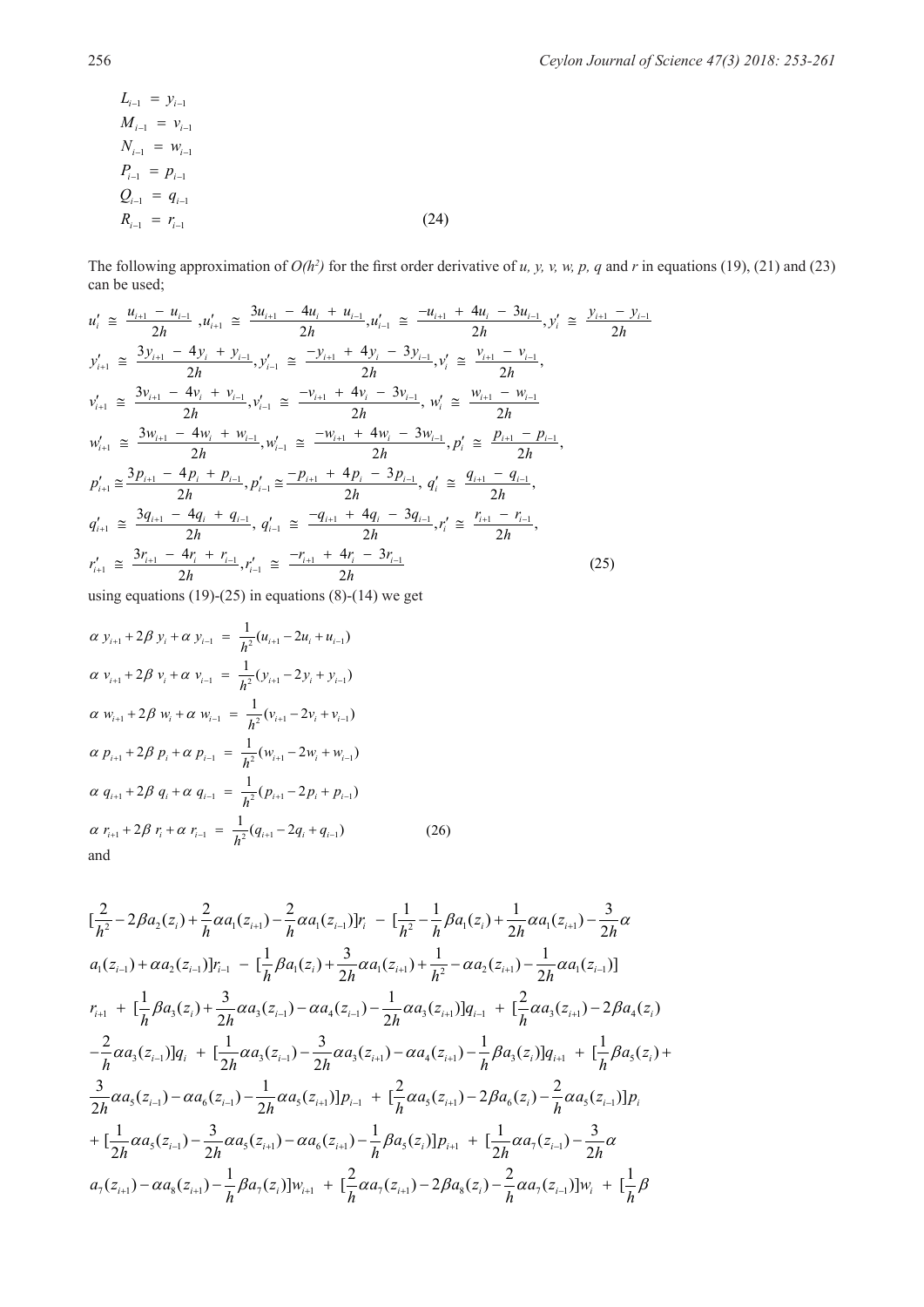$$
\begin{aligned}
L_{i-1} &= y_{i-1}\\
M_{i-1} &= v_{i-1}\\
N_{i-1} &= w_{i-1}\\
P_{i-1} &= p_{i-1}\\
Q_{i-1} &= q_{i-1}\\
R_{i-1} &= r_{i-1}
\end{aligned}
\tag{24}
$$

The following approximation of $O(h^2)$ for the first order derivative of $u$, $y$, $v$, $w$, $p$, $q$ and $r$ in equations (19), (21) and (23) can be used;

$$
\begin{aligned}
& u_i' \cong \frac{u_{i+1}-u_{i-1}}{2h},\ u_{i+1}' \cong \frac{3u_{i+1}-4u_i+u_{i-1}}{2h},\ u_{i-1}' \cong \frac{-u_{i+1}+4u_i-3u_{i-1}}{2h},\ y_i' \cong \frac{y_{i+1}-y_{i-1}}{2h}\\
& y_{i+1}' \cong \frac{3y_{i+1}-4y_i+y_{i-1}}{2h},\ y_{i-1}' \cong \frac{-y_{i+1}+4y_i-3y_{i-1}}{2h},\ v_i' \cong \frac{v_{i+1}-v_{i-1}}{2h},\\
& v_{i+1}' \cong \frac{3v_{i+1}-4v_i+v_{i-1}}{2h},\ v_{i-1}' \cong \frac{-v_{i+1}+4v_i-3v_{i-1}}{2h},\ w_i' \cong \frac{w_{i+1}-w_{i-1}}{2h}\\
& w_{i+1}' \cong \frac{3w_{i+1}-4w_i+w_{i-1}}{2h},\ w_{i-1}' \cong \frac{-w_{i+1}+4w_i-3w_{i-1}}{2h},\ p_i' \cong \frac{p_{i+1}-p_{i-1}}{2h},\\
& p_{i+1}' \cong \frac{3p_{i+1}-4p_i+p_{i-1}}{2h},\ p_{i-1}' \cong \frac{-p_{i+1}+4p_i-3p_{i-1}}{2h},\ q_i' \cong \frac{q_{i+1}-q_{i-1}}{2h},\\
& q_{i+1}' \cong \frac{3q_{i+1}-4q_i+q_{i-1}}{2h},\ q_{i-1}' \cong \frac{-q_{i+1}+4q_i-3q_{i-1}}{2h},\ r_i' \cong \frac{r_{i+1}-r_{i-1}}{2h},\\
& r_{i+1}' \cong \frac{3r_{i+1}-4r_i+r_{i-1}}{2h},\ r_{i-1}' \cong \frac{-r_{i+1}+4r_i-3r_{i-1}}{2h}
\end{aligned}
\tag{25}
$$

using equations (19)-(25) in equations (8)-(14) we get

$$
\begin{aligned}
\alpha\, y_{i+1}+2\beta\, y_i+\alpha\, y_{i-1} &= \frac{1}{h^2}(u_{i+1}-2u_i+u_{i-1})\\
\alpha\, v_{i+1}+2\beta\, v_i+\alpha\, v_{i-1} &= \frac{1}{h^2}(y_{i+1}-2y_i+y_{i-1})\\
\alpha\, w_{i+1}+2\beta\, w_i+\alpha\, w_{i-1} &= \frac{1}{h^2}(v_{i+1}-2v_i+v_{i-1})\\
\alpha\, p_{i+1}+2\beta\, p_i+\alpha\, p_{i-1} &= \frac{1}{h^2}(w_{i+1}-2w_i+w_{i-1})\\
\alpha\, q_{i+1}+2\beta\, q_i+\alpha\, q_{i-1} &= \frac{1}{h^2}(p_{i+1}-2p_i+p_{i-1})\\
\alpha\, r_{i+1}+2\beta\, r_i+\alpha\, r_{i-1} &= \frac{1}{h^2}(q_{i+1}-2q_i+q_{i-1})
\end{aligned}
\tag{26}
$$

and

$$
\begin{aligned}
&[\frac{2}{h^2}-2\beta a_2(z_i)+\frac{2}{h}\alpha a_1(z_{i+1})-\frac{2}{h}\alpha a_1(z_{i-1})]r_i \;-\; [\frac{1}{h^2}-\frac{1}{h}\beta a_1(z_i)+\frac{1}{2h}\alpha a_1(z_{i+1})-\frac{3}{2h}\alpha\\
&a_1(z_{i-1})+\alpha a_2(z_{i-1})]r_{i-1} \;-\; [\frac{1}{h}\beta a_1(z_i)+\frac{3}{2h}\alpha a_1(z_{i+1})+\frac{1}{h^2}-\alpha a_2(z_{i+1})-\frac{1}{2h}\alpha a_1(z_{i-1})]\\
&r_{i+1} \;+\; [\frac{1}{h}\beta a_3(z_i)+\frac{3}{2h}\alpha a_3(z_{i-1})-\alpha a_4(z_{i-1})-\frac{1}{2h}\alpha a_3(z_{i+1})]q_{i-1} \;+\; [\frac{2}{h}\alpha a_3(z_{i+1})-2\beta a_4(z_i)\\
&-\frac{2}{h}\alpha a_3(z_{i-1})]q_i \;+\; [\frac{1}{2h}\alpha a_3(z_{i-1})-\frac{3}{2h}\alpha a_3(z_{i+1})-\alpha a_4(z_{i+1})-\frac{1}{h}\beta a_3(z_i)]q_{i+1} \;+\; [\frac{1}{h}\beta a_5(z_i)+\\
&\frac{3}{2h}\alpha a_5(z_{i-1})-\alpha a_6(z_{i-1})-\frac{1}{2h}\alpha a_5(z_{i+1})]p_{i-1} \;+\; [\frac{2}{h}\alpha a_5(z_{i+1})-2\beta a_6(z_i)-\frac{2}{h}\alpha a_5(z_{i-1})]p_i\\
&+[\frac{1}{2h}\alpha a_5(z_{i-1})-\frac{3}{2h}\alpha a_5(z_{i+1})-\alpha a_6(z_{i+1})-\frac{1}{h}\beta a_5(z_i)]p_{i+1} \;+\; [\frac{1}{2h}\alpha a_7(z_{i-1})-\frac{3}{2h}\alpha\\
&a_7(z_{i+1})-\alpha a_8(z_{i+1})-\frac{1}{h}\beta a_7(z_i)]w_{i+1} \;+\; [\frac{2}{h}\alpha a_7(z_{i+1})-2\beta a_8(z_i)-\frac{2}{h}\alpha a_7(z_{i-1})]w_i \;+\; [\frac{1}{h}\beta
\end{aligned}
$$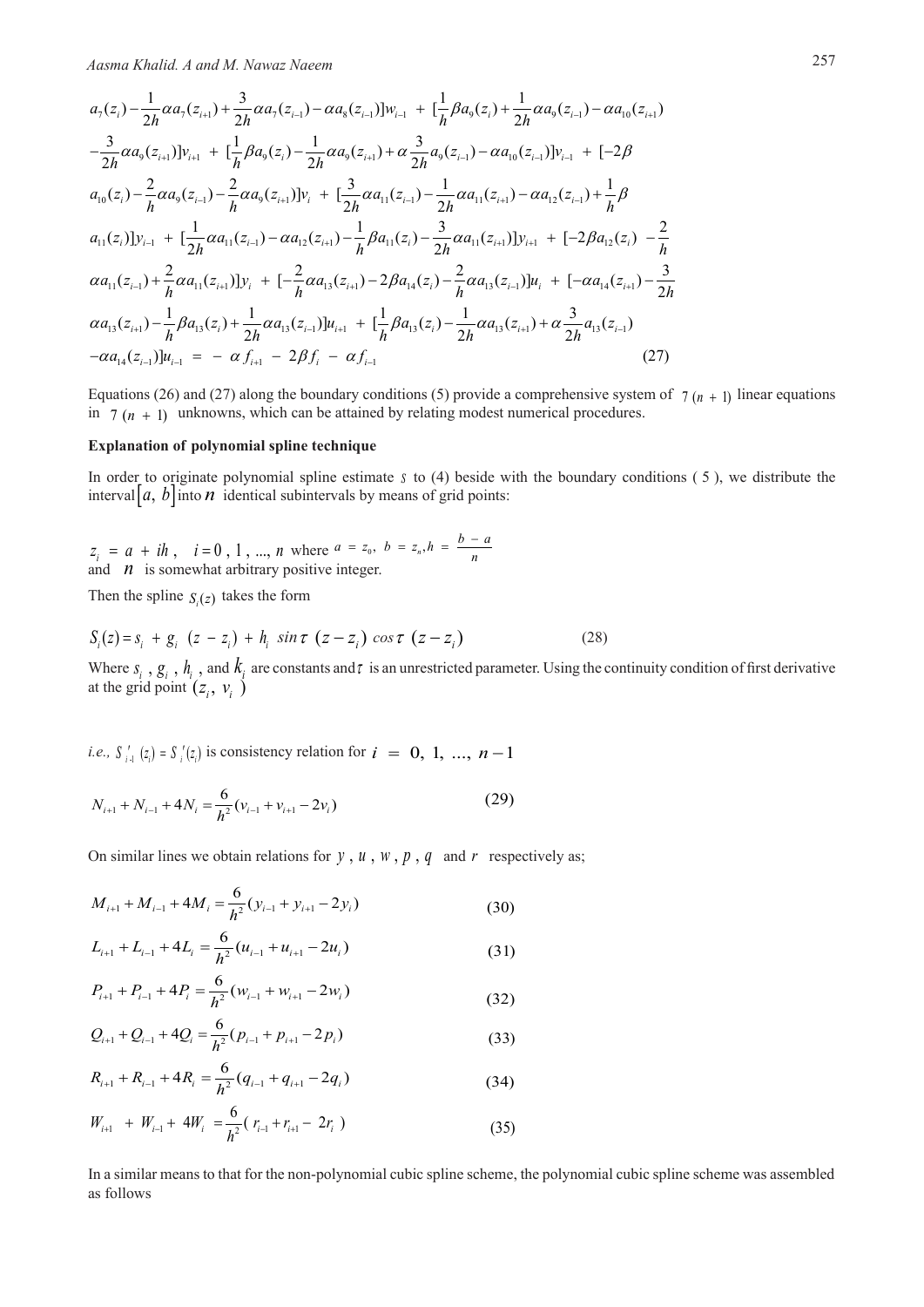$$a_7(z_i) - \frac{1}{2h}\alpha a_7(z_{i+1}) + \frac{3}{2h}\alpha a_7(z_{i-1}) - \alpha a_8(z_{i-1})]w_{i-1} + [\frac{1}{h}\beta a_9(z_i) + \frac{1}{2h}\alpha a_9(z_{i-1}) - \alpha a_{10}(z_{i+1})$$
$$-\frac{3}{2h}\alpha a_9(z_{i+1})]v_{i+1} + [\frac{1}{h}\beta a_9(z_i) - \frac{1}{2h}\alpha a_9(z_{i+1}) + \alpha\frac{3}{2h}a_9(z_{i-1}) - \alpha a_{10}(z_{i-1})]v_{i-1} + [-2\beta$$
$$a_{10}(z_i) - \frac{2}{h}\alpha a_9(z_{i-1}) - \frac{2}{h}\alpha a_9(z_{i+1})]v_i + [\frac{3}{2h}\alpha a_{11}(z_{i-1}) - \frac{1}{2h}\alpha a_{11}(z_{i+1}) - \alpha a_{12}(z_{i-1}) + \frac{1}{h}\beta$$
$$a_{11}(z_i)]y_{i-1} + [\frac{1}{2h}\alpha a_{11}(z_{i-1}) - \alpha a_{12}(z_{i+1}) - \frac{1}{h}\beta a_{11}(z_i) - \frac{3}{2h}\alpha a_{11}(z_{i+1})]y_{i+1} + [-2\beta a_{12}(z_i) - \frac{2}{h}$$
$$\alpha a_{11}(z_{i-1}) + \frac{2}{h}\alpha a_{11}(z_{i+1})]y_i + [-\frac{2}{h}\alpha a_{13}(z_{i+1}) - 2\beta a_{14}(z_i) - \frac{2}{h}\alpha a_{13}(z_{i-1})]u_i + [-\alpha a_{14}(z_{i+1}) - \frac{3}{2h}$$
$$\alpha a_{13}(z_{i+1}) - \frac{1}{h}\beta a_{13}(z_i) + \frac{1}{2h}\alpha a_{13}(z_{i-1})]u_{i+1} + [\frac{1}{h}\beta a_{13}(z_i) - \frac{1}{2h}\alpha a_{13}(z_{i+1}) + \alpha\frac{3}{2h}a_{13}(z_{i-1})$$
$$-\alpha a_{14}(z_{i-1})]u_{i-1} = -\alpha f_{i+1} - 2\beta f_i - \alpha f_{i-1} \tag{27}$$

Equations (26) and (27) along the boundary conditions (5) provide a comprehensive system of $7(n+1)$ linear equations in $7(n+1)$ unknowns, which can be attained by relating modest numerical procedures.

**Explanation of polynomial spline technique**

In order to originate polynomial spline estimate $s$ to (4) beside with the boundary conditions ( 5 ), we distribute the interval $[a, b]$ into $n$ identical subintervals by means of grid points:

$z_i = a + ih, \quad i = 0, 1, ..., n$ where $a = z_0,\ b = z_n, h = \frac{b-a}{n}$
and $n$ is somewhat arbitrary positive integer.

Then the spline $S_i(z)$ takes the form

$$S_i(z) = s_i + g_i\ (z - z_i) + h_i\ \sin\tau\ (z - z_i)\ \cos\tau\ (z - z_i) \tag{28}$$

Where $s_i$, $g_i$, $h_i$, and $k_i$ are constants and $\tau$ is an unrestricted parameter. Using the continuity condition of first derivative at the grid point $(z_i, v_i)$

*i.e.,* $S'_{i-1}(z_i) = S'_i(z_i)$ is consistency relation for $i = 0, 1, ..., n-1$

$$N_{i+1} + N_{i-1} + 4N_i = \frac{6}{h^2}(v_{i-1} + v_{i+1} - 2v_i) \tag{29}$$

On similar lines we obtain relations for $y$, $u$, $w$, $p$, $q$ and $r$ respectively as;

$$M_{i+1} + M_{i-1} + 4M_i = \frac{6}{h^2}(y_{i-1} + y_{i+1} - 2y_i) \tag{30}$$

$$L_{i+1} + L_{i-1} + 4L_i = \frac{6}{h^2}(u_{i-1} + u_{i+1} - 2u_i) \tag{31}$$

$$P_{i+1} + P_{i-1} + 4P_i = \frac{6}{h^2}(w_{i-1} + w_{i+1} - 2w_i) \tag{32}$$

$$Q_{i+1} + Q_{i-1} + 4Q_i = \frac{6}{h^2}(p_{i-1} + p_{i+1} - 2p_i) \tag{33}$$

$$R_{i+1} + R_{i-1} + 4R_i = \frac{6}{h^2}(q_{i-1} + q_{i+1} - 2q_i) \tag{34}$$

$$W_{i+1} + W_{i-1} + 4W_i = \frac{6}{h^2}(r_{i-1} + r_{i+1} - 2r_i) \tag{35}$$

In a similar means to that for the non-polynomial cubic spline scheme, the polynomial cubic spline scheme was assembled as follows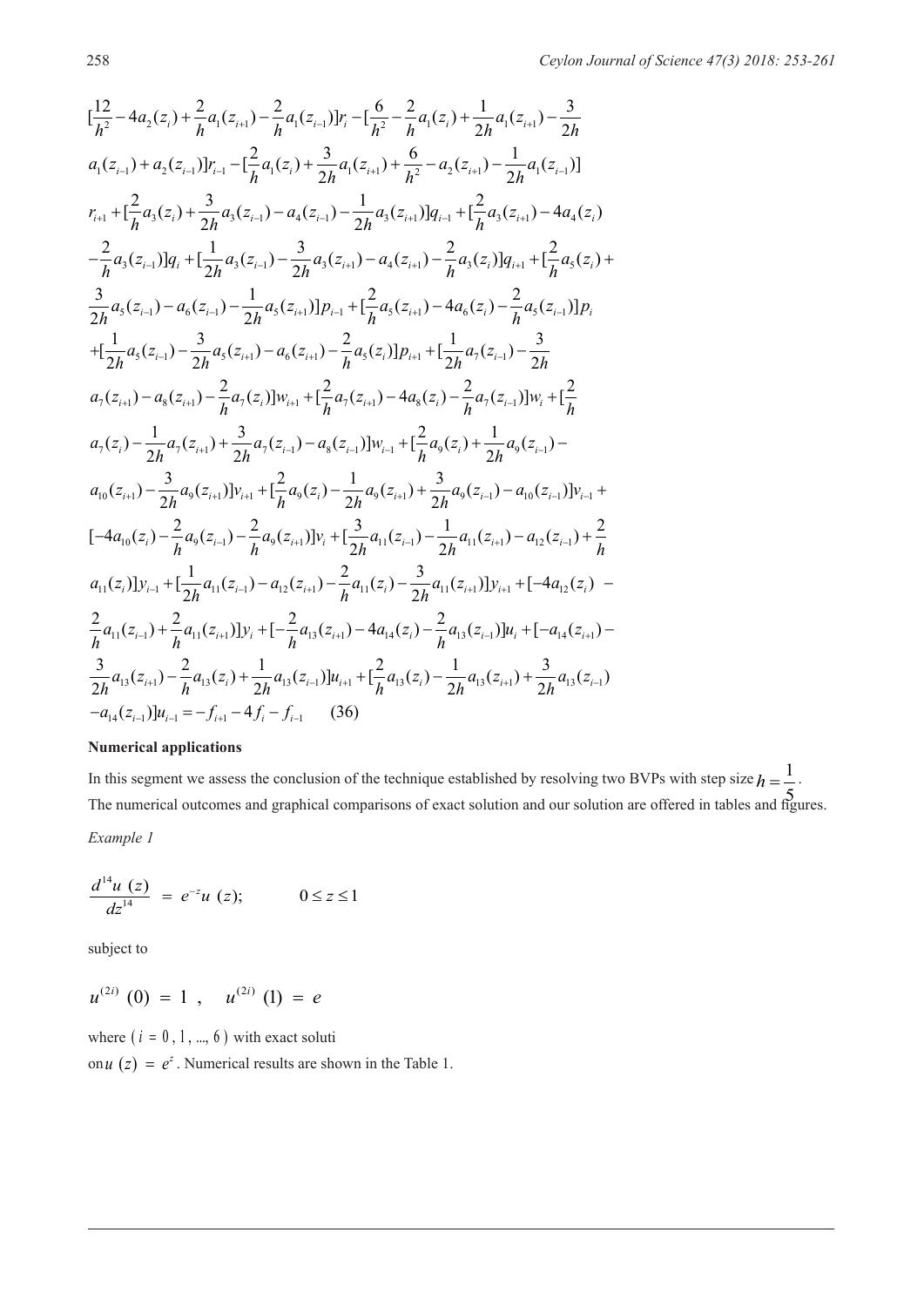$$
\begin{aligned}
&[\frac{12}{h^2}-4a_2(z_i)+\frac{2}{h}a_1(z_{i+1})-\frac{2}{h}a_1(z_{i-1})]r_i-[\frac{6}{h^2}-\frac{2}{h}a_1(z_i)+\frac{1}{2h}a_1(z_{i+1})-\frac{3}{2h}\\
&a_1(z_{i-1})+a_2(z_{i-1})]r_{i-1}-[\frac{2}{h}a_1(z_i)+\frac{3}{2h}a_1(z_{i+1})+\frac{6}{h^2}-a_2(z_{i+1})-\frac{1}{2h}a_1(z_{i-1})]\\
&r_{i+1}+[\frac{2}{h}a_3(z_i)+\frac{3}{2h}a_3(z_{i-1})-a_4(z_{i-1})-\frac{1}{2h}a_3(z_{i+1})]q_{i-1}+[\frac{2}{h}a_3(z_{i+1})-4a_4(z_i)\\
&-\frac{2}{h}a_3(z_{i-1})]q_i+[\frac{1}{2h}a_3(z_{i-1})-\frac{3}{2h}a_3(z_{i+1})-a_4(z_{i+1})-\frac{2}{h}a_3(z_i)]q_{i+1}+[\frac{2}{h}a_5(z_i)+\\
&\frac{3}{2h}a_5(z_{i-1})-a_6(z_{i-1})-\frac{1}{2h}a_5(z_{i+1})]p_{i-1}+[\frac{2}{h}a_5(z_{i+1})-4a_6(z_i)-\frac{2}{h}a_5(z_{i-1})]p_i\\
&+[\frac{1}{2h}a_5(z_{i-1})-\frac{3}{2h}a_5(z_{i+1})-a_6(z_{i+1})-\frac{2}{h}a_5(z_i)]p_{i+1}+[\frac{1}{2h}a_7(z_{i-1})-\frac{3}{2h}\\
&a_7(z_{i+1})-a_8(z_{i+1})-\frac{2}{h}a_7(z_i)]w_{i+1}+[\frac{2}{h}a_7(z_{i+1})-4a_8(z_i)-\frac{2}{h}a_7(z_{i-1})]w_i+[\frac{2}{h}\\
&a_7(z_i)-\frac{1}{2h}a_7(z_{i+1})+\frac{3}{2h}a_7(z_{i-1})-a_8(z_{i-1})]w_{i-1}+[\frac{2}{h}a_9(z_i)+\frac{1}{2h}a_9(z_{i-1})-\\
&a_{10}(z_{i+1})-\frac{3}{2h}a_9(z_{i+1})]v_{i+1}+[\frac{2}{h}a_9(z_i)-\frac{1}{2h}a_9(z_{i+1})+\frac{3}{2h}a_9(z_{i-1})-a_{10}(z_{i-1})]v_{i-1}+\\
&[-4a_{10}(z_i)-\frac{2}{h}a_9(z_{i-1})-\frac{2}{h}a_9(z_{i+1})]v_i+[\frac{3}{2h}a_{11}(z_{i-1})-\frac{1}{2h}a_{11}(z_{i+1})-a_{12}(z_{i-1})+\frac{2}{h}\\
&a_{11}(z_i)]y_{i-1}+[\frac{1}{2h}a_{11}(z_{i-1})-a_{12}(z_{i+1})-\frac{2}{h}a_{11}(z_i)-\frac{3}{2h}a_{11}(z_{i+1})]y_{i+1}+[-4a_{12}(z_i)\;-\\
&\frac{2}{h}a_{11}(z_{i-1})+\frac{2}{h}a_{11}(z_{i+1})]y_i+[-\frac{2}{h}a_{13}(z_{i+1})-4a_{14}(z_i)-\frac{2}{h}a_{13}(z_{i-1})]u_i+[-a_{14}(z_{i+1})-\\
&\frac{3}{2h}a_{13}(z_{i+1})-\frac{2}{h}a_{13}(z_i)+\frac{1}{2h}a_{13}(z_{i-1})]u_{i+1}+[\frac{2}{h}a_{13}(z_i)-\frac{1}{2h}a_{13}(z_{i+1})+\frac{3}{2h}a_{13}(z_{i-1})\\
&-a_{14}(z_{i-1})]u_{i-1}=-f_{i+1}-4f_i-f_{i-1} \qquad (36)
\end{aligned}
$$

**Numerical applications**

In this segment we assess the conclusion of the technique established by resolving two BVPs with step size $h=\frac{1}{5}$. The numerical outcomes and graphical comparisons of exact solution and our solution are offered in tables and figures.

*Example 1*

$$\frac{d^{14}u\,(z)}{dz^{14}} \;=\; e^{-z}u\,(z); \qquad 0\le z\le 1$$

subject to

$$u^{(2i)}\,(0)\;=\;1\;,\quad u^{(2i)}\,(1)\;=\;e$$

where $(i=0,1,\ldots,6)$ with exact soluti on $u\,(z)\;=\;e^{z}$. Numerical results are shown in the Table 1.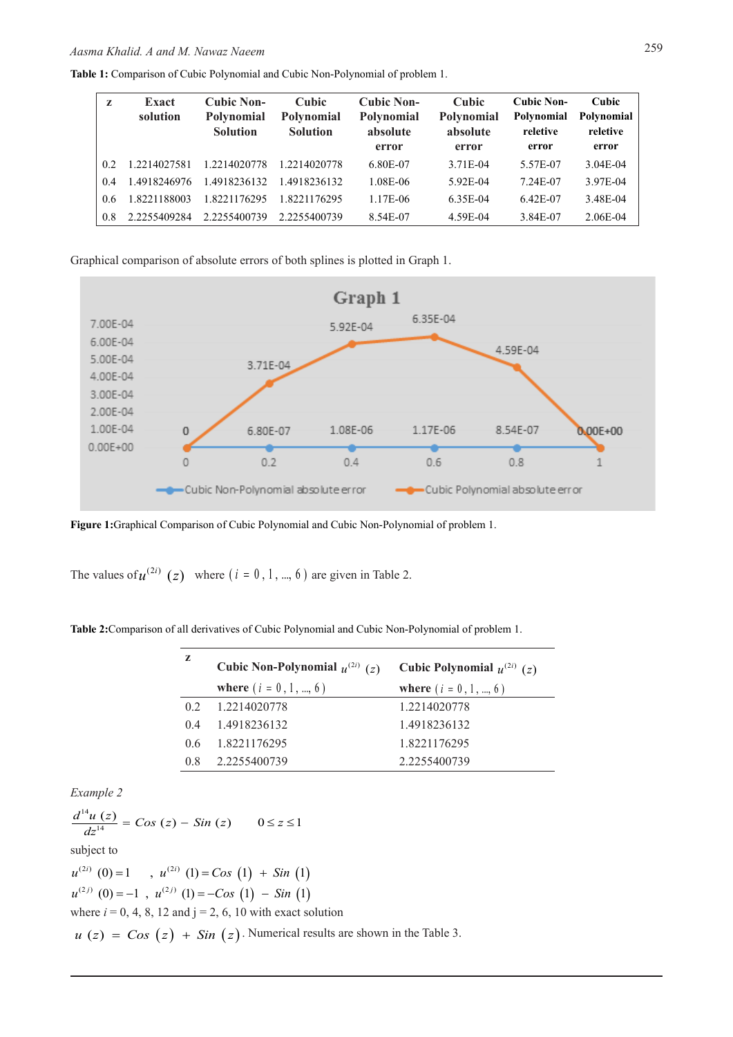**Table 1:** Comparison of Cubic Polynomial and Cubic Non-Polynomial of problem 1.

| z | Exact solution | Cubic Non-Polynomial Solution | Cubic Polynomial Solution | Cubic Non-Polynomial absolute error | Cubic Polynomial absolute error | Cubic Non-Polynomial reletive error | Cubic Polynomial reletive error |
|---|---|---|---|---|---|---|---|
| 0.2 | 1.2214027581 | 1.2214020778 | 1.2214020778 | 6.80E-07 | 3.71E-04 | 5.57E-07 | 3.04E-04 |
| 0.4 | 1.4918246976 | 1.4918236132 | 1.4918236132 | 1.08E-06 | 5.92E-04 | 7.24E-07 | 3.97E-04 |
| 0.6 | 1.8221188003 | 1.8221176295 | 1.8221176295 | 1.17E-06 | 6.35E-04 | 6.42E-07 | 3.48E-04 |
| 0.8 | 2.2255409284 | 2.2255400739 | 2.2255400739 | 8.54E-07 | 4.59E-04 | 3.84E-07 | 2.06E-04 |

Graphical comparison of absolute errors of both splines is plotted in Graph 1.

**Figure 1:** Graphical Comparison of Cubic Polynomial and Cubic Non-Polynomial of problem 1.

The values of $u^{(2i)}(z)$ where $(i = 0, 1, \ldots, 6)$ are given in Table 2.

**Table 2:** Comparison of all derivatives of Cubic Polynomial and Cubic Non-Polynomial of problem 1.

| z | Cubic Non-Polynomial $u^{(2i)}(z)$ where $(i = 0, 1, \ldots, 6)$ | Cubic Polynomial $u^{(2i)}(z)$ where $(i = 0, 1, \ldots, 6)$ |
|---|---|---|
| 0.2 | 1.2214020778 | 1.2214020778 |
| 0.4 | 1.4918236132 | 1.4918236132 |
| 0.6 | 1.8221176295 | 1.8221176295 |
| 0.8 | 2.2255400739 | 2.2255400739 |

*Example 2*

$$\frac{d^{14}u(z)}{dz^{14}} = Cos(z) - Sin(z) \qquad 0 \le z \le 1$$

subject to

$$u^{(2i)}(0) = 1 \quad , \quad u^{(2i)}(1) = Cos(1) + Sin(1)$$

$$u^{(2j)}(0) = -1 \quad , \quad u^{(2j)}(1) = -Cos(1) - Sin(1)$$

where $i = 0, 4, 8, 12$ and $j = 2, 6, 10$ with exact solution

$u(z) = Cos(z) + Sin(z)$. Numerical results are shown in the Table 3.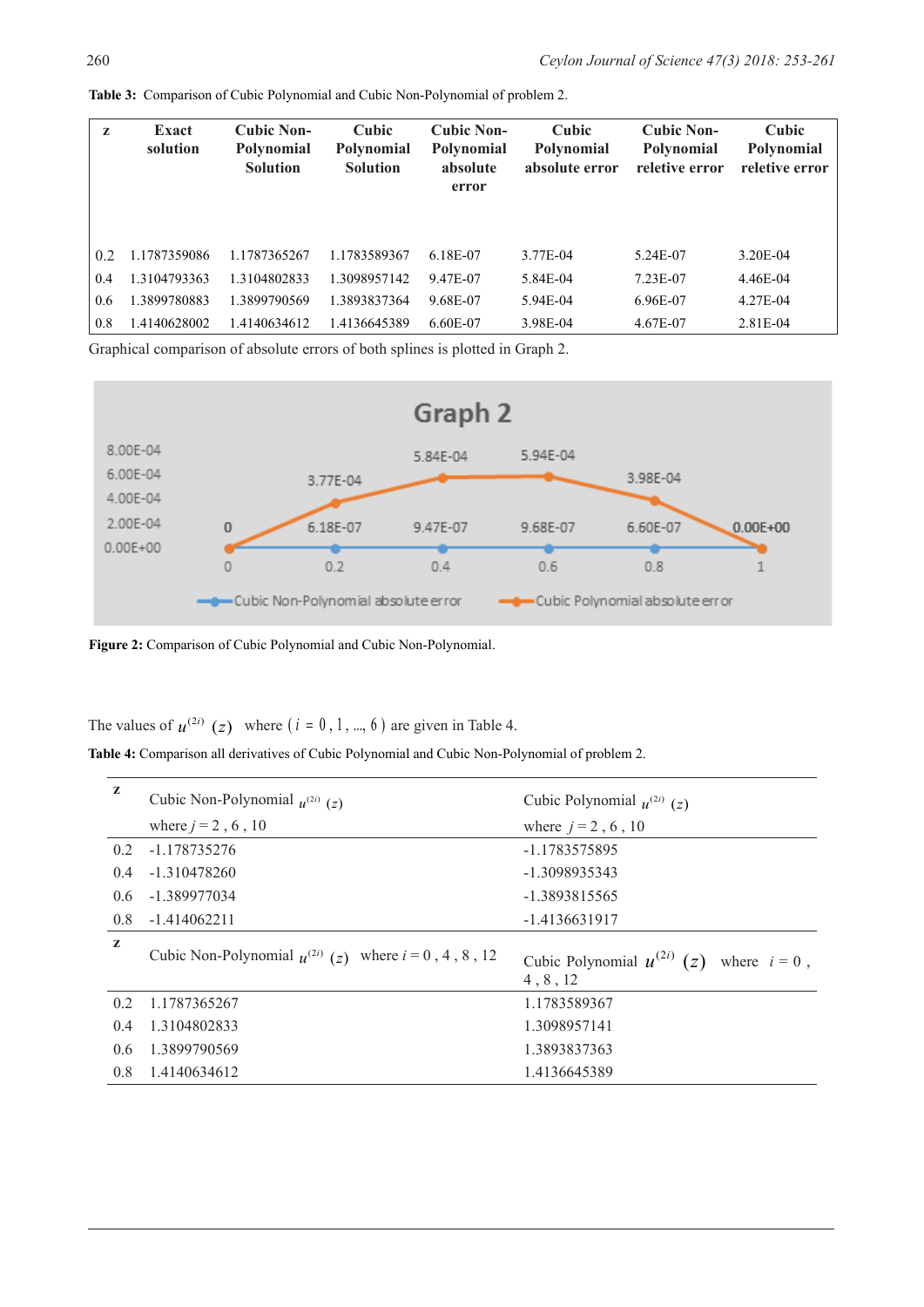**Table 3:** Comparison of Cubic Polynomial and Cubic Non-Polynomial of problem 2.

| z | Exact solution | Cubic Non-Polynomial Solution | Cubic Polynomial Solution | Cubic Non-Polynomial absolute error | Cubic Polynomial absolute error | Cubic Non-Polynomial reletive error | Cubic Polynomial reletive error |
|---|---|---|---|---|---|---|---|
| 0.2 | 1.1787359086 | 1.1787365267 | 1.1783589367 | 6.18E-07 | 3.77E-04 | 5.24E-07 | 3.20E-04 |
| 0.4 | 1.3104793363 | 1.3104802833 | 1.3098957142 | 9.47E-07 | 5.84E-04 | 7.23E-07 | 4.46E-04 |
| 0.6 | 1.3899780883 | 1.3899790569 | 1.3893837364 | 9.68E-07 | 5.94E-04 | 6.96E-07 | 4.27E-04 |
| 0.8 | 1.4140628002 | 1.4140634612 | 1.4136645389 | 6.60E-07 | 3.98E-04 | 4.67E-07 | 2.81E-04 |

Graphical comparison of absolute errors of both splines is plotted in Graph 2.

**Figure 2:** Comparison of Cubic Polynomial and Cubic Non-Polynomial.

The values of $u^{(2i)}(z)$ where $(i = 0, 1, \ldots, 6)$ are given in Table 4.

**Table 4:** Comparison all derivatives of Cubic Polynomial and Cubic Non-Polynomial of problem 2.

| z | Cubic Non-Polynomial $u^{(2i)}(z)$ where $j = 2, 6, 10$ | Cubic Polynomial $u^{(2i)}(z)$ where $j = 2, 6, 10$ |
|---|---|---|
| 0.2 | -1.178735276 | -1.1783575895 |
| 0.4 | -1.310478260 | -1.3098935343 |
| 0.6 | -1.389977034 | -1.3893815565 |
| 0.8 | -1.414062211 | -1.4136631917 |
| **z** | Cubic Non-Polynomial $u^{(2i)}(z)$ where $i = 0, 4, 8, 12$ | Cubic Polynomial $u^{(2i)}(z)$ where $i = 0, 4, 8, 12$ |
| 0.2 | 1.1787365267 | 1.1783589367 |
| 0.4 | 1.3104802833 | 1.3098957141 |
| 0.6 | 1.3899790569 | 1.3893837363 |
| 0.8 | 1.4140634612 | 1.4136645389 |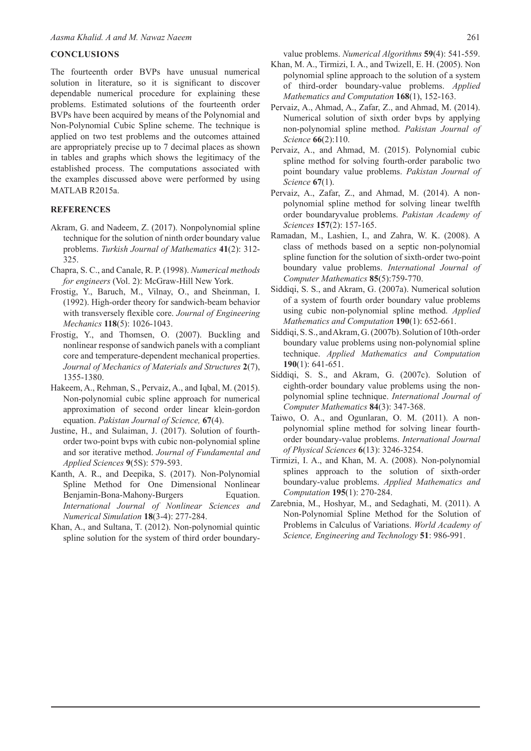## CONCLUSIONS

The fourteenth order BVPs have unusual numerical solution in literature, so it is significant to discover dependable numerical procedure for explaining these problems. Estimated solutions of the fourteenth order BVPs have been acquired by means of the Polynomial and Non-Polynomial Cubic Spline scheme. The technique is applied on two test problems and the outcomes attained are appropriately precise up to 7 decimal places as shown in tables and graphs which shows the legitimacy of the established process. The computations associated with the examples discussed above were performed by using MATLAB R2015a.

## REFERENCES

Akram, G. and Nadeem, Z. (2017). Nonpolynomial spline technique for the solution of ninth order boundary value problems. *Turkish Journal of Mathematics* **41**(2): 312-325.

Chapra, S. C., and Canale, R. P. (1998). *Numerical methods for engineers* (Vol. 2): McGraw-Hill New York.

Frostig, Y., Baruch, M., Vilnay, O., and Sheinman, I. (1992). High-order theory for sandwich-beam behavior with transversely flexible core. *Journal of Engineering Mechanics* **118**(5): 1026-1043.

Frostig, Y., and Thomsen, O. (2007). Buckling and nonlinear response of sandwich panels with a compliant core and temperature-dependent mechanical properties. *Journal of Mechanics of Materials and Structures* **2**(7), 1355-1380.

Hakeem, A., Rehman, S., Pervaiz, A., and Iqbal, M. (2015). Non-polynomial cubic spline approach for numerical approximation of second order linear klein-gordon equation. *Pakistan Journal of Science,* **67**(4).

Justine, H., and Sulaiman, J. (2017). Solution of fourth-order two-point bvps with cubic non-polynomial spline and sor iterative method. *Journal of Fundamental and Applied Sciences* **9**(5S): 579-593.

Kanth, A. R., and Deepika, S. (2017). Non-Polynomial Spline Method for One Dimensional Nonlinear Benjamin-Bona-Mahony-Burgers Equation. *International Journal of Nonlinear Sciences and Numerical Simulation* **18**(3-4): 277-284.

Khan, A., and Sultana, T. (2012). Non-polynomial quintic spline solution for the system of third order boundary-value problems. *Numerical Algorithms* **59**(4): 541-559.

Khan, M. A., Tirmizi, I. A., and Twizell, E. H. (2005). Non polynomial spline approach to the solution of a system of third-order boundary-value problems. *Applied Mathematics and Computation* **168**(1), 152-163.

Pervaiz, A., Ahmad, A., Zafar, Z., and Ahmad, M. (2014). Numerical solution of sixth order bvps by applying non-polynomial spline method. *Pakistan Journal of Science* **66**(2):110.

Pervaiz, A., and Ahmad, M. (2015). Polynomial cubic spline method for solving fourth-order parabolic two point boundary value problems. *Pakistan Journal of Science* **67**(1).

Pervaiz, A., Zafar, Z., and Ahmad, M. (2014). A non-polynomial spline method for solving linear twelfth order boundaryvalue problems. *Pakistan Academy of Sciences* **157**(2): 157-165.

Ramadan, M., Lashien, I., and Zahra, W. K. (2008). A class of methods based on a septic non-polynomial spline function for the solution of sixth-order two-point boundary value problems. *International Journal of Computer Mathematics* **85**(5):759-770.

Siddiqi, S. S., and Akram, G. (2007a). Numerical solution of a system of fourth order boundary value problems using cubic non-polynomial spline method. *Applied Mathematics and Computation* **190**(1): 652-661.

Siddiqi, S. S., and Akram, G. (2007b). Solution of 10th-order boundary value problems using non-polynomial spline technique. *Applied Mathematics and Computation* **190**(1): 641-651.

Siddiqi, S. S., and Akram, G. (2007c). Solution of eighth-order boundary value problems using the non-polynomial spline technique. *International Journal of Computer Mathematics* **84**(3): 347-368.

Taiwo, O. A., and Ogunlaran, O. M. (2011). A non-polynomial spline method for solving linear fourth-order boundary-value problems. *International Journal of Physical Sciences* **6**(13): 3246-3254.

Tirmizi, I. A., and Khan, M. A. (2008). Non-polynomial splines approach to the solution of sixth-order boundary-value problems. *Applied Mathematics and Computation* **195**(1): 270-284.

Zarebnia, M., Hoshyar, M., and Sedaghati, M. (2011). A Non-Polynomial Spline Method for the Solution of Problems in Calculus of Variations. *World Academy of Science, Engineering and Technology* **51**: 986-991.